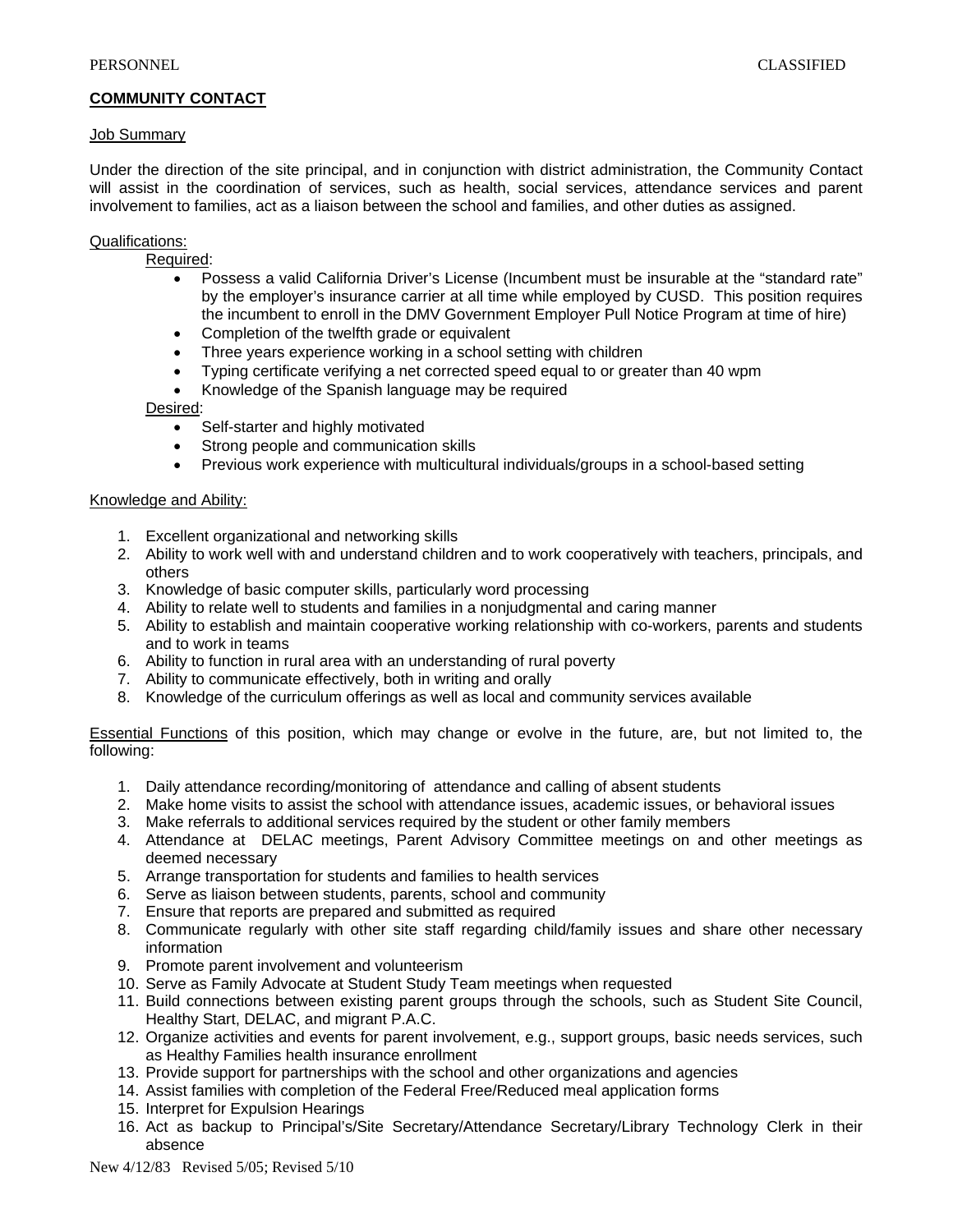PERSONNEL CLASSIFIED

## COMMUNITY CONTACT

### Job Summary

Under the direction of the site principal, and in conjunction with district administration, the Community Contact will assist in the coordination of services, such as health, social services, attendance services and parent involvement to families, act as a liaison between the school and families, and other duties as assigned.

### Qualifications:

Required:

- Possess a valid California Driver's License (Incumbent must be insurable at the "standard rate" by the employer's insurance carrier at all time while employed by CUSD. This position requires the incumbent to enroll in the DMV Government Employer Pull Notice Program at time of hire)
- Completion of the twelfth grade or equivalent
- Three years experience working in a school setting with children
- Typing certificate verifying a net corrected speed equal to or greater than 40 wpm
- Knowledge of the Spanish language may be required

Desired:

- Self-starter and highly motivated
- Strong people and communication skills
- Previous work experience with multicultural individuals/groups in a school-based setting

### Knowledge and Ability:

1. Excellent organizational and networking skills
2. Ability to work well with and understand children and to work cooperatively with teachers, principals, and others
3. Knowledge of basic computer skills, particularly word processing
4. Ability to relate well to students and families in a nonjudgmental and caring manner
5. Ability to establish and maintain cooperative working relationship with co-workers, parents and students and to work in teams
6. Ability to function in rural area with an understanding of rural poverty
7. Ability to communicate effectively, both in writing and orally
8. Knowledge of the curriculum offerings as well as local and community services available

Essential Functions of this position, which may change or evolve in the future, are, but not limited to, the following:

1. Daily attendance recording/monitoring of attendance and calling of absent students
2. Make home visits to assist the school with attendance issues, academic issues, or behavioral issues
3. Make referrals to additional services required by the student or other family members
4. Attendance at DELAC meetings, Parent Advisory Committee meetings on and other meetings as deemed necessary
5. Arrange transportation for students and families to health services
6. Serve as liaison between students, parents, school and community
7. Ensure that reports are prepared and submitted as required
8. Communicate regularly with other site staff regarding child/family issues and share other necessary information
9. Promote parent involvement and volunteerism
10. Serve as Family Advocate at Student Study Team meetings when requested
11. Build connections between existing parent groups through the schools, such as Student Site Council, Healthy Start, DELAC, and migrant P.A.C.
12. Organize activities and events for parent involvement, e.g., support groups, basic needs services, such as Healthy Families health insurance enrollment
13. Provide support for partnerships with the school and other organizations and agencies
14. Assist families with completion of the Federal Free/Reduced meal application forms
15. Interpret for Expulsion Hearings
16. Act as backup to Principal's/Site Secretary/Attendance Secretary/Library Technology Clerk in their absence

New 4/12/83 Revised 5/05; Revised 5/10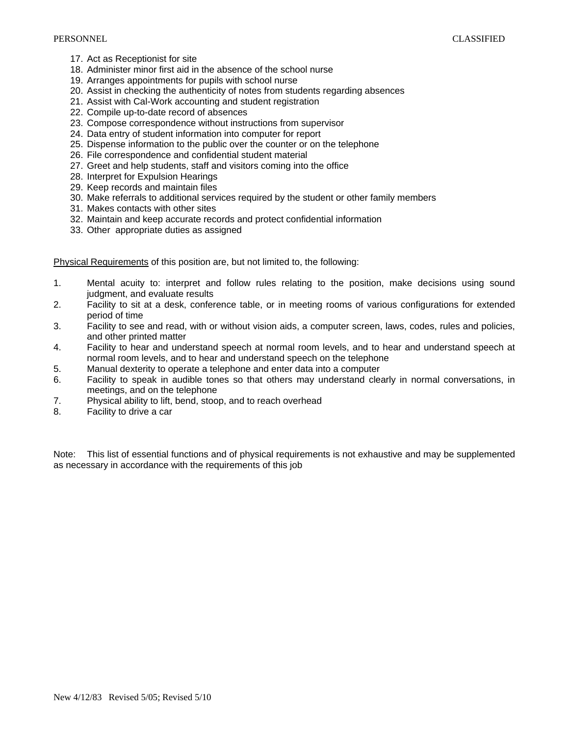17. Act as Receptionist for site
18. Administer minor first aid in the absence of the school nurse
19. Arranges appointments for pupils with school nurse
20. Assist in checking the authenticity of notes from students regarding absences
21. Assist with Cal-Work accounting and student registration
22. Compile up-to-date record of absences
23. Compose correspondence without instructions from supervisor
24. Data entry of student information into computer for report
25. Dispense information to the public over the counter or on the telephone
26. File correspondence and confidential student material
27. Greet and help students, staff and visitors coming into the office
28. Interpret for Expulsion Hearings
29. Keep records and maintain files
30. Make referrals to additional services required by the student or other family members
31. Makes contacts with other sites
32. Maintain and keep accurate records and protect confidential information
33. Other appropriate duties as assigned

<u>Physical Requirements</u> of this position are, but not limited to, the following:

1. Mental acuity to: interpret and follow rules relating to the position, make decisions using sound judgment, and evaluate results
2. Facility to sit at a desk, conference table, or in meeting rooms of various configurations for extended period of time
3. Facility to see and read, with or without vision aids, a computer screen, laws, codes, rules and policies, and other printed matter
4. Facility to hear and understand speech at normal room levels, and to hear and understand speech at normal room levels, and to hear and understand speech on the telephone
5. Manual dexterity to operate a telephone and enter data into a computer
6. Facility to speak in audible tones so that others may understand clearly in normal conversations, in meetings, and on the telephone
7. Physical ability to lift, bend, stoop, and to reach overhead
8. Facility to drive a car

Note: This list of essential functions and of physical requirements is not exhaustive and may be supplemented as necessary in accordance with the requirements of this job

New 4/12/83 Revised 5/05; Revised 5/10